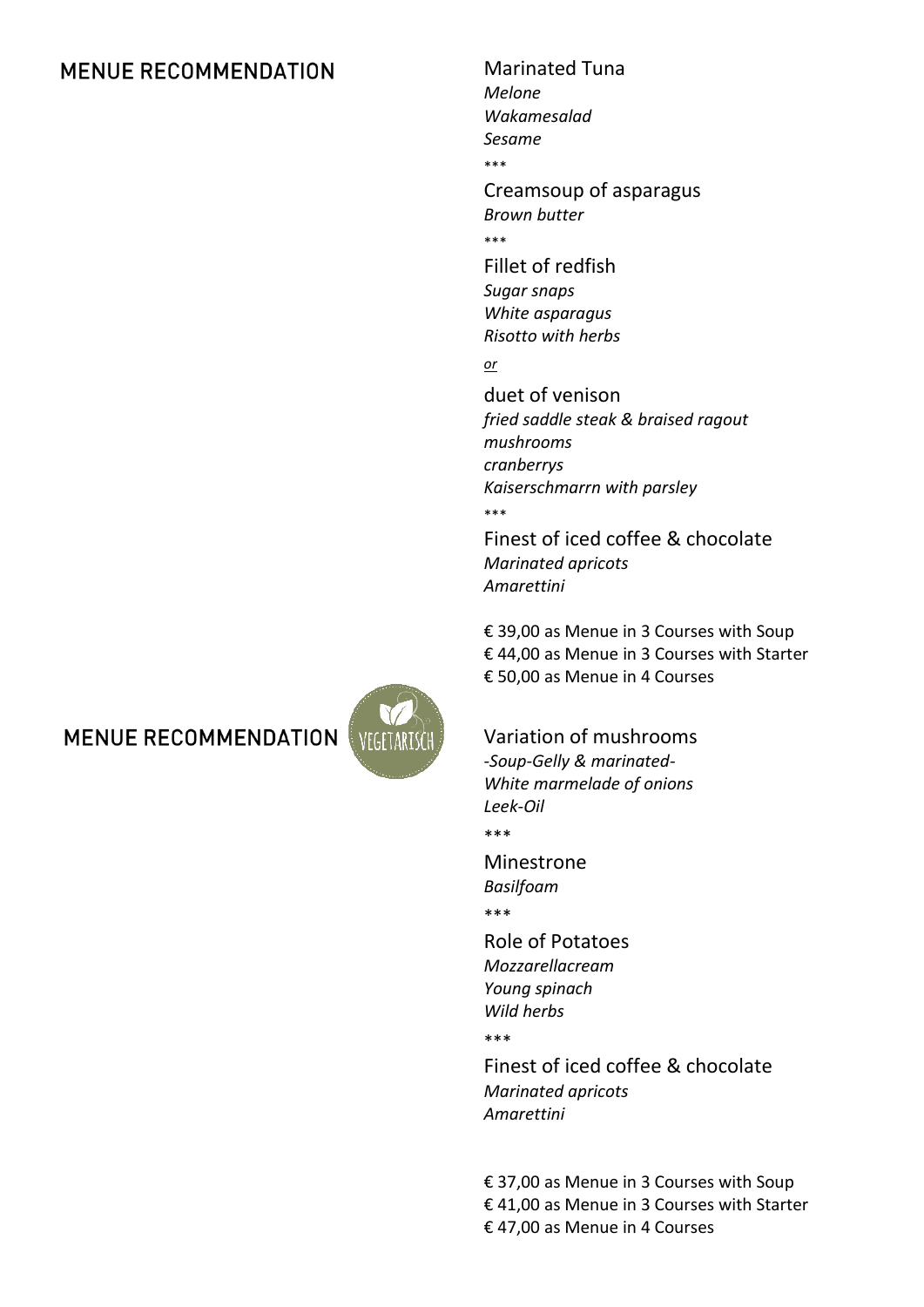## MENUE RECOMMENDATION

Marinated Tuna
*Melone*
*Wakamesalad*
*Sesame*

\*\*\*

Creamsoup of asparagus
*Brown butter*

\*\*\*

Fillet of redfish
*Sugar snaps*
*White asparagus*
*Risotto with herbs*

*or*

duet of venison
*fried saddle steak & braised ragout*
*mushrooms*
*cranberrys*
*Kaiserschmarrn with parsley*

\*\*\*

Finest of iced coffee & chocolate
*Marinated apricots*
*Amarettini*

€ 39,00 as Menue in 3 Courses with Soup
€ 44,00 as Menue in 3 Courses with Starter
€ 50,00 as Menue in 4 Courses

## MENUE RECOMMENDATION

VEGETARISCH

Variation of mushrooms
*-Soup-Gelly & marinated-*
*White marmelade of onions*
*Leek-Oil*

\*\*\*

Minestrone
*Basilfoam*

\*\*\*

Role of Potatoes
*Mozzarellacream*
*Young spinach*
*Wild herbs*

\*\*\*

Finest of iced coffee & chocolate
*Marinated apricots*
*Amarettini*

€ 37,00 as Menue in 3 Courses with Soup
€ 41,00 as Menue in 3 Courses with Starter
€ 47,00 as Menue in 4 Courses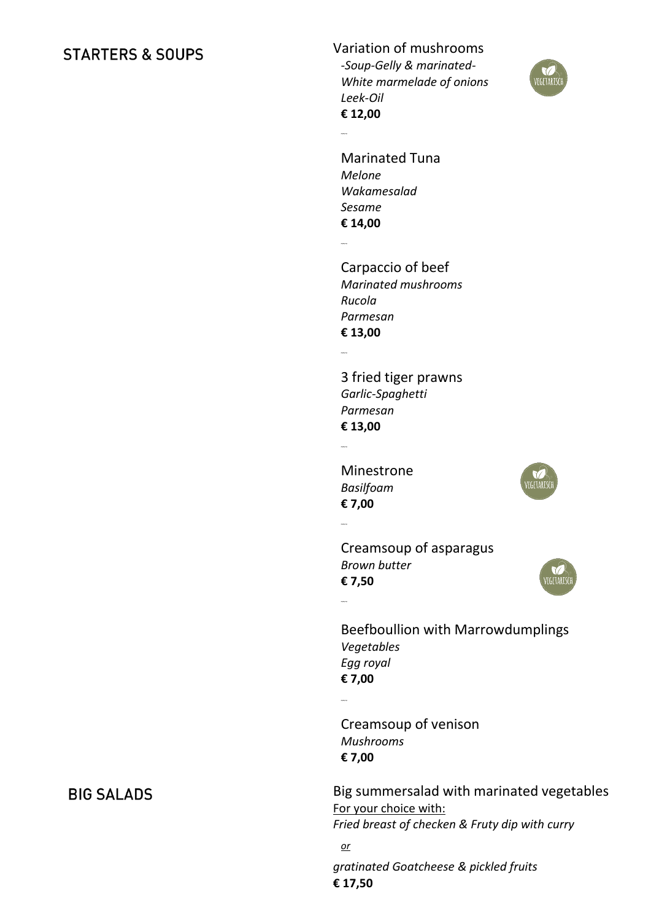## STARTERS & SOUPS

Variation of mushrooms
*-Soup-Gelly & marinated-*
*White marmelade of onions*
*Leek-Oil*
**€ 12,00**

VEGETARISCH

---

Marinated Tuna
*Melone*
*Wakamesalad*
*Sesame*
**€ 14,00**

---

Carpaccio of beef
*Marinated mushrooms*
*Rucola*
*Parmesan*
**€ 13,00**

---

3 fried tiger prawns
*Garlic-Spaghetti*
*Parmesan*
**€ 13,00**

---

Minestrone
*Basilfoam*
**€ 7,00**

VEGETARISCH

---

Creamsoup of asparagus
*Brown butter*
**€ 7,50**

VEGETARISCH

---

Beefboullion with Marrowdumplings
*Vegetables*
*Egg royal*
**€ 7,00**

---

Creamsoup of venison
*Mushrooms*
**€ 7,00**

## BIG SALADS

Big summersalad with marinated vegetables
For your choice with:
*Fried breast of checken & Fruty dip with curry*

*or*

*gratinated Goatcheese & pickled fruits*
**€ 17,50**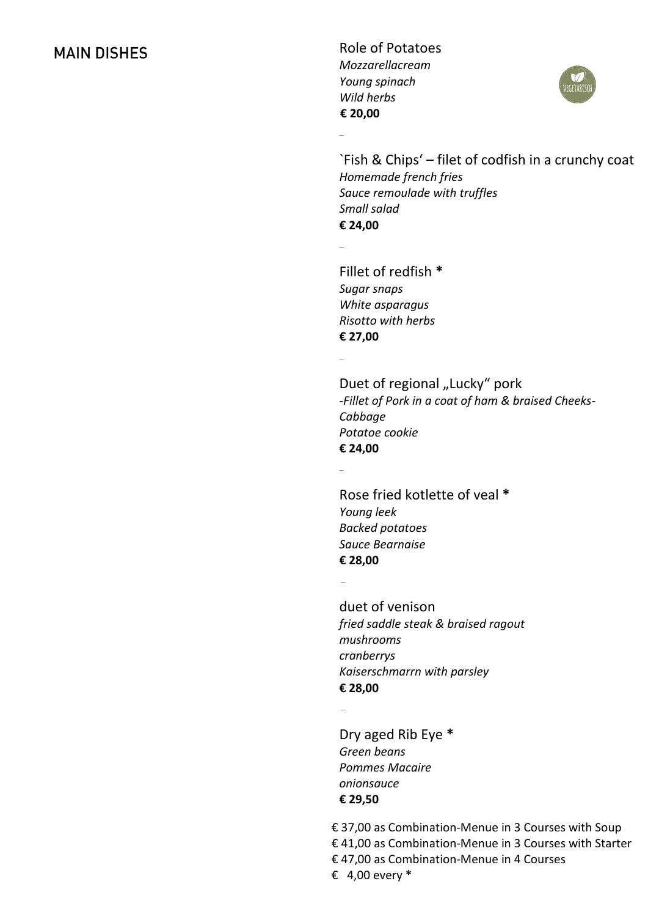## MAIN DISHES

Role of Potatoes
*Mozzarellacream*
*Young spinach*
*Wild herbs*
**€ 20,00**

VEGETARISCH

–

`Fish & Chips' – filet of codfish in a crunchy coat
*Homemade french fries*
*Sauce remoulade with truffles*
*Small salad*
**€ 24,00**

–

Fillet of redfish **\***
*Sugar snaps*
*White asparagus*
*Risotto with herbs*
**€ 27,00**

–

Duet of regional „Lucky" pork
*-Fillet of Pork in a coat of ham & braised Cheeks-*
*Cabbage*
*Potatoe cookie*
**€ 24,00**

–

Rose fried kotlette of veal **\***
*Young leek*
*Backed potatoes*
*Sauce Bearnaise*
**€ 28,00**

–

duet of venison
*fried saddle steak & braised ragout*
*mushrooms*
*cranberrys*
*Kaiserschmarrn with parsley*
**€ 28,00**

–

Dry aged Rib Eye **\***
*Green beans*
*Pommes Macaire*
*onionsauce*
**€ 29,50**

€ 37,00 as Combination-Menue in 3 Courses with Soup
€ 41,00 as Combination-Menue in 3 Courses with Starter
€ 47,00 as Combination-Menue in 4 Courses
€ 4,00 every **\***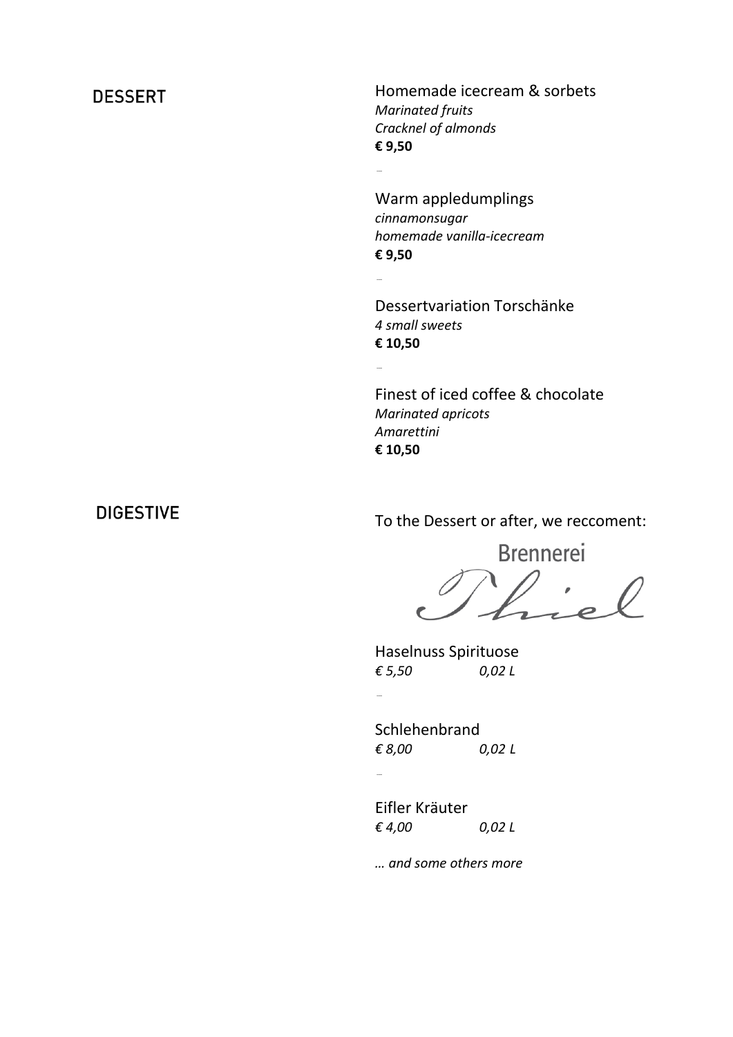## DESSERT

Homemade icecream & sorbets
*Marinated fruits*
*Cracknel of almonds*
**€ 9,50**

–

Warm appledumplings
*cinnamonsugar*
*homemade vanilla-icecream*
**€ 9,50**

–

Dessertvariation Torschänke
*4 small sweets*
**€ 10,50**

–

Finest of iced coffee & chocolate
*Marinated apricots*
*Amarettini*
**€ 10,50**

## DIGESTIVE

To the Dessert or after, we reccoment:

Brennerei
Thiel

Haselnuss Spirituose
*€ 5,50 0,02 L*

–

Schlehenbrand
*€ 8,00 0,02 L*

–

Eifler Kräuter
*€ 4,00 0,02 L*

*… and some others more*